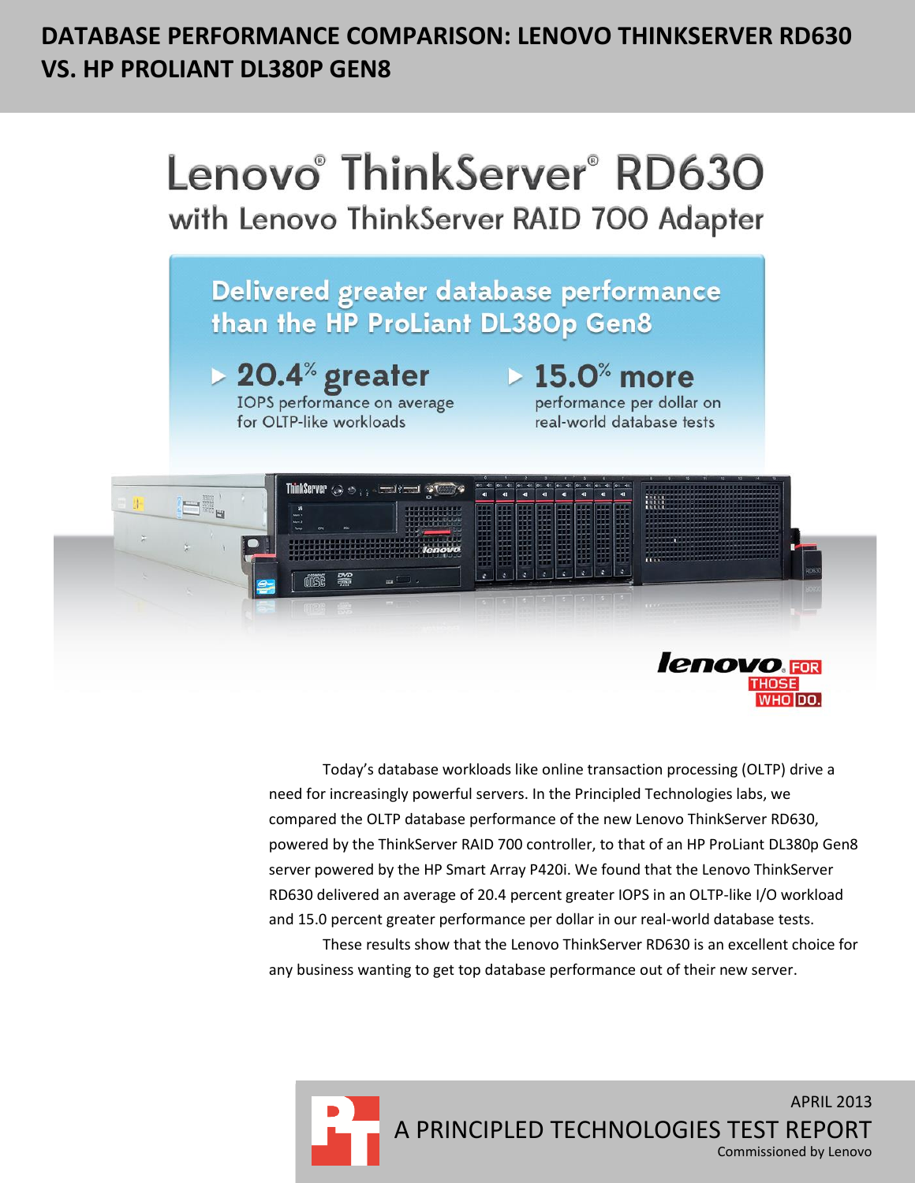# DATABASE PERFORMANCE COMPARISON: LENOVO THINKSERVER RD630 VS. HP PROLIANT DL380P GEN8

## Lenovo® ThinkServer® RD630

### with Lenovo ThinkServer RAID 700 Adapter

**Delivered greater database performance than the HP ProLiant DL380p Gen8**

- **20.4% greater** IOPS performance on average for OLTP-like workloads
- **15.0% more** performance per dollar on real-world database tests

Today's database workloads like online transaction processing (OLTP) drive a need for increasingly powerful servers. In the Principled Technologies labs, we compared the OLTP database performance of the new Lenovo ThinkServer RD630, powered by the ThinkServer RAID 700 controller, to that of an HP ProLiant DL380p Gen8 server powered by the HP Smart Array P420i. We found that the Lenovo ThinkServer RD630 delivered an average of 20.4 percent greater IOPS in an OLTP-like I/O workload and 15.0 percent greater performance per dollar in our real-world database tests.

These results show that the Lenovo ThinkServer RD630 is an excellent choice for any business wanting to get top database performance out of their new server.

APRIL 2013

A PRINCIPLED TECHNOLOGIES TEST REPORT

Commissioned by Lenovo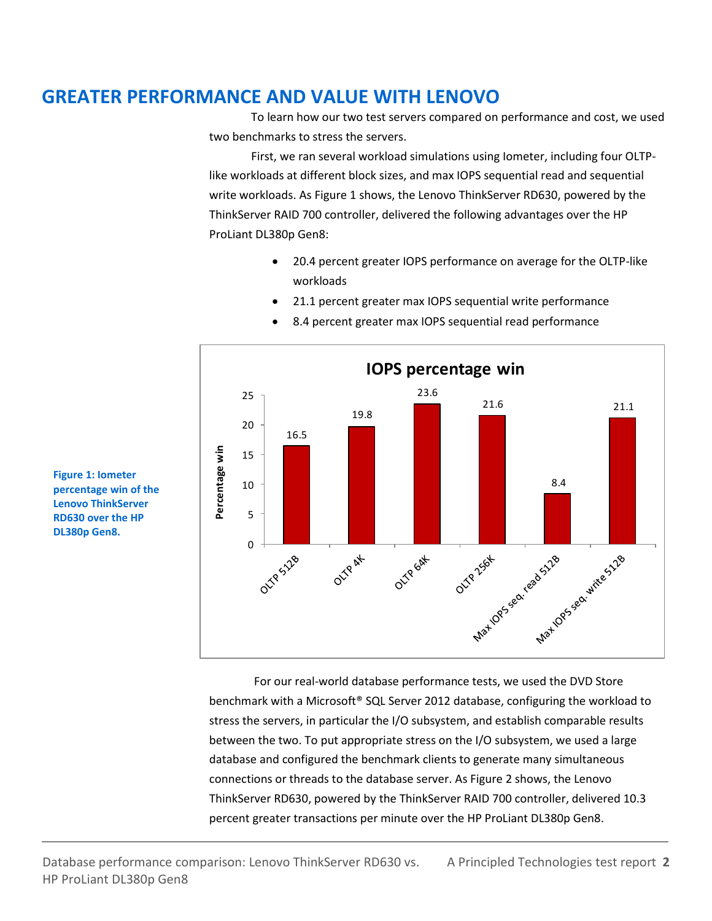## GREATER PERFORMANCE AND VALUE WITH LENOVO

To learn how our two test servers compared on performance and cost, we used two benchmarks to stress the servers.

First, we ran several workload simulations using Iometer, including four OLTP-like workloads at different block sizes, and max IOPS sequential read and sequential write workloads. As Figure 1 shows, the Lenovo ThinkServer RD630, powered by the ThinkServer RAID 700 controller, delivered the following advantages over the HP ProLiant DL380p Gen8:

- 20.4 percent greater IOPS performance on average for the OLTP-like workloads
- 21.1 percent greater max IOPS sequential write performance
- 8.4 percent greater max IOPS sequential read performance

**IOPS percentage win**

| Workload | Percentage win |
| --- | --- |
| OLTP 512B | 16.5 |
| OLTP 4K | 19.8 |
| OLTP 64K | 23.6 |
| OLTP 256K | 21.6 |
| Max IOPS seq. read 512B | 8.4 |
| Max IOPS seq. write 512B | 21.1 |

**Figure 1: Iometer percentage win of the Lenovo ThinkServer RD630 over the HP DL380p Gen8.**

For our real-world database performance tests, we used the DVD Store benchmark with a Microsoft® SQL Server 2012 database, configuring the workload to stress the servers, in particular the I/O subsystem, and establish comparable results between the two. To put appropriate stress on the I/O subsystem, we used a large database and configured the benchmark clients to generate many simultaneous connections or threads to the database server. As Figure 2 shows, the Lenovo ThinkServer RD630, powered by the ThinkServer RAID 700 controller, delivered 10.3 percent greater transactions per minute over the HP ProLiant DL380p Gen8.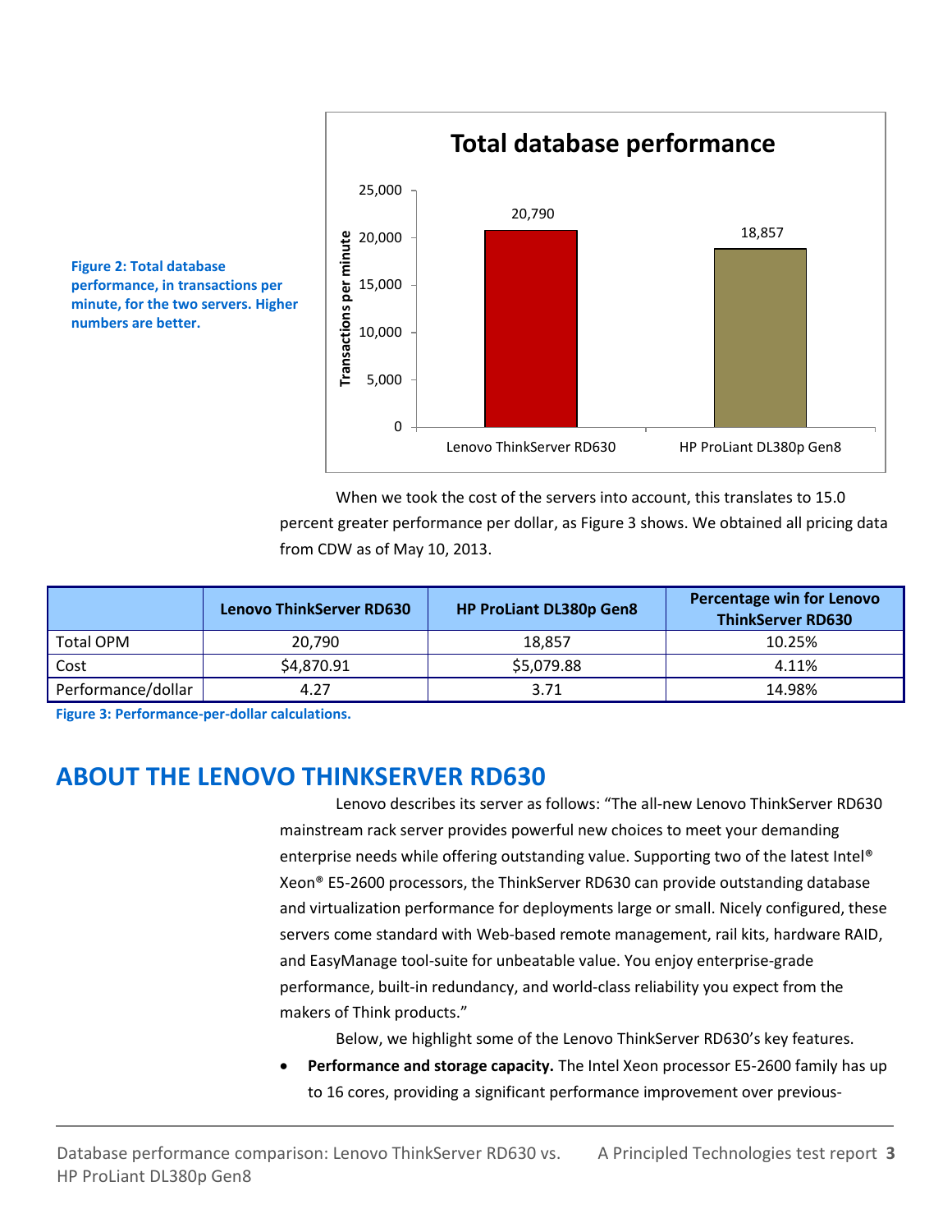Figure 2: Total database performance, in transactions per minute, for the two servers. Higher numbers are better.

When we took the cost of the servers into account, this translates to 15.0 percent greater performance per dollar, as Figure 3 shows. We obtained all pricing data from CDW as of May 10, 2013.

| | Lenovo ThinkServer RD630 | HP ProLiant DL380p Gen8 | Percentage win for Lenovo ThinkServer RD630 |
|---|---|---|---|
| Total OPM | 20,790 | 18,857 | 10.25% |
| Cost | $4,870.91 | $5,079.88 | 4.11% |
| Performance/dollar | 4.27 | 3.71 | 14.98% |

Figure 3: Performance-per-dollar calculations.

## ABOUT THE LENOVO THINKSERVER RD630

Lenovo describes its server as follows: "The all-new Lenovo ThinkServer RD630 mainstream rack server provides powerful new choices to meet your demanding enterprise needs while offering outstanding value. Supporting two of the latest Intel® Xeon® E5-2600 processors, the ThinkServer RD630 can provide outstanding database and virtualization performance for deployments large or small. Nicely configured, these servers come standard with Web-based remote management, rail kits, hardware RAID, and EasyManage tool-suite for unbeatable value. You enjoy enterprise-grade performance, built-in redundancy, and world-class reliability you expect from the makers of Think products."

Below, we highlight some of the Lenovo ThinkServer RD630's key features.

- **Performance and storage capacity.** The Intel Xeon processor E5-2600 family has up to 16 cores, providing a significant performance improvement over previous-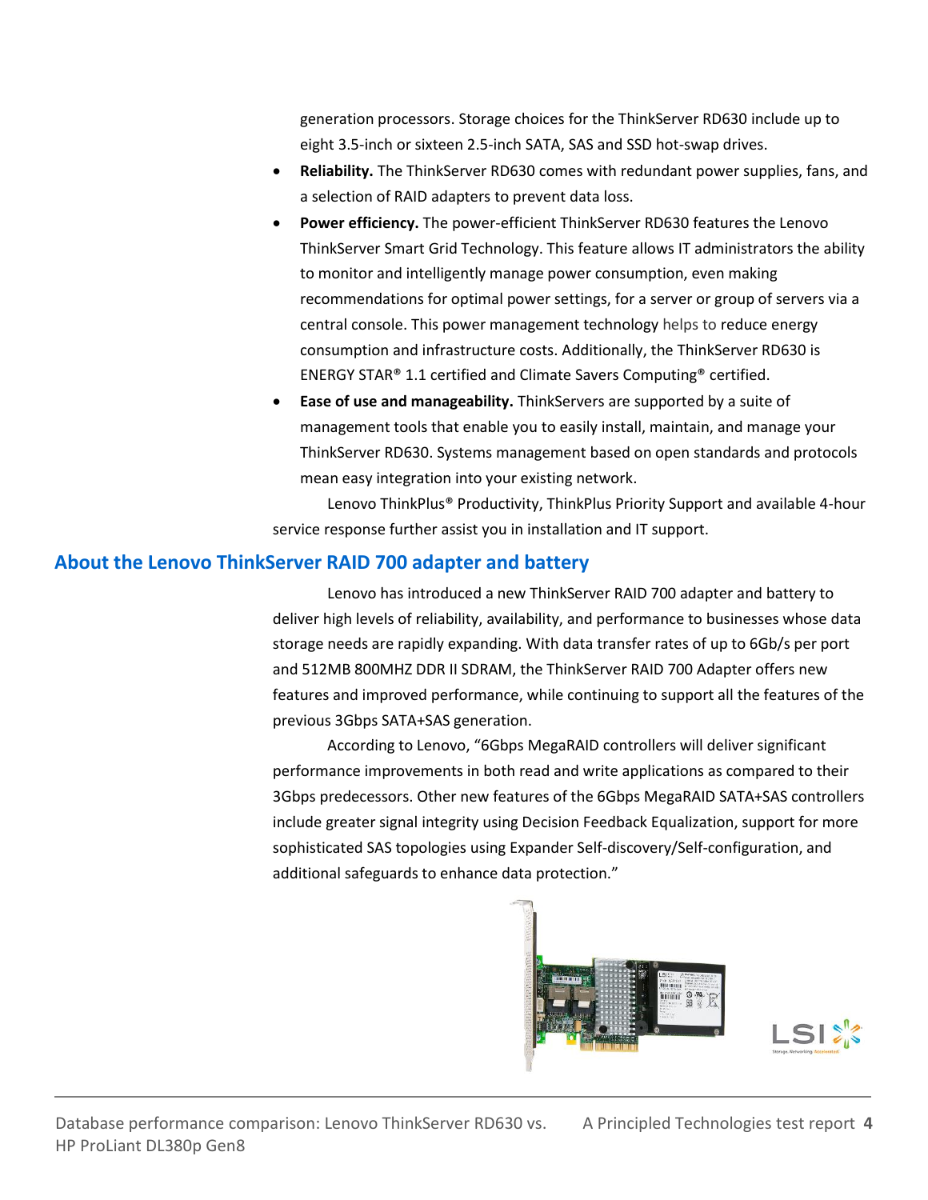generation processors. Storage choices for the ThinkServer RD630 include up to eight 3.5-inch or sixteen 2.5-inch SATA, SAS and SSD hot-swap drives.

- **Reliability.** The ThinkServer RD630 comes with redundant power supplies, fans, and a selection of RAID adapters to prevent data loss.
- **Power efficiency.** The power-efficient ThinkServer RD630 features the Lenovo ThinkServer Smart Grid Technology. This feature allows IT administrators the ability to monitor and intelligently manage power consumption, even making recommendations for optimal power settings, for a server or group of servers via a central console. This power management technology helps to reduce energy consumption and infrastructure costs. Additionally, the ThinkServer RD630 is ENERGY STAR® 1.1 certified and Climate Savers Computing® certified.
- **Ease of use and manageability.** ThinkServers are supported by a suite of management tools that enable you to easily install, maintain, and manage your ThinkServer RD630. Systems management based on open standards and protocols mean easy integration into your existing network.

Lenovo ThinkPlus® Productivity, ThinkPlus Priority Support and available 4-hour service response further assist you in installation and IT support.

## About the Lenovo ThinkServer RAID 700 adapter and battery

Lenovo has introduced a new ThinkServer RAID 700 adapter and battery to deliver high levels of reliability, availability, and performance to businesses whose data storage needs are rapidly expanding. With data transfer rates of up to 6Gb/s per port and 512MB 800MHZ DDR II SDRAM, the ThinkServer RAID 700 Adapter offers new features and improved performance, while continuing to support all the features of the previous 3Gbps SATA+SAS generation.

According to Lenovo, "6Gbps MegaRAID controllers will deliver significant performance improvements in both read and write applications as compared to their 3Gbps predecessors. Other new features of the 6Gbps MegaRAID SATA+SAS controllers include greater signal integrity using Decision Feedback Equalization, support for more sophisticated SAS topologies using Expander Self-discovery/Self-configuration, and additional safeguards to enhance data protection."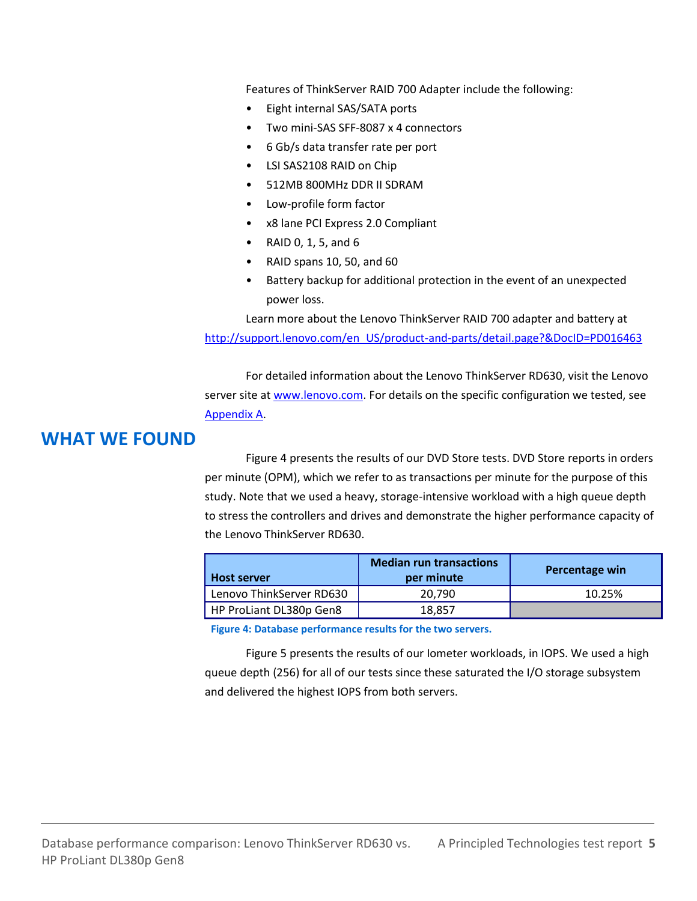Features of ThinkServer RAID 700 Adapter include the following:

- Eight internal SAS/SATA ports
- Two mini-SAS SFF-8087 x 4 connectors
- 6 Gb/s data transfer rate per port
- LSI SAS2108 RAID on Chip
- 512MB 800MHz DDR II SDRAM
- Low-profile form factor
- x8 lane PCI Express 2.0 Compliant
- RAID 0, 1, 5, and 6
- RAID spans 10, 50, and 60
- Battery backup for additional protection in the event of an unexpected power loss.

Learn more about the Lenovo ThinkServer RAID 700 adapter and battery at http://support.lenovo.com/en_US/product-and-parts/detail.page?&DocID=PD016463

For detailed information about the Lenovo ThinkServer RD630, visit the Lenovo server site at www.lenovo.com. For details on the specific configuration we tested, see Appendix A.

## WHAT WE FOUND

Figure 4 presents the results of our DVD Store tests. DVD Store reports in orders per minute (OPM), which we refer to as transactions per minute for the purpose of this study. Note that we used a heavy, storage-intensive workload with a high queue depth to stress the controllers and drives and demonstrate the higher performance capacity of the Lenovo ThinkServer RD630.

| Host server | Median run transactions per minute | Percentage win |
|---|---|---|
| Lenovo ThinkServer RD630 | 20,790 | 10.25% |
| HP ProLiant DL380p Gen8 | 18,857 | |

**Figure 4: Database performance results for the two servers.**

Figure 5 presents the results of our Iometer workloads, in IOPS. We used a high queue depth (256) for all of our tests since these saturated the I/O storage subsystem and delivered the highest IOPS from both servers.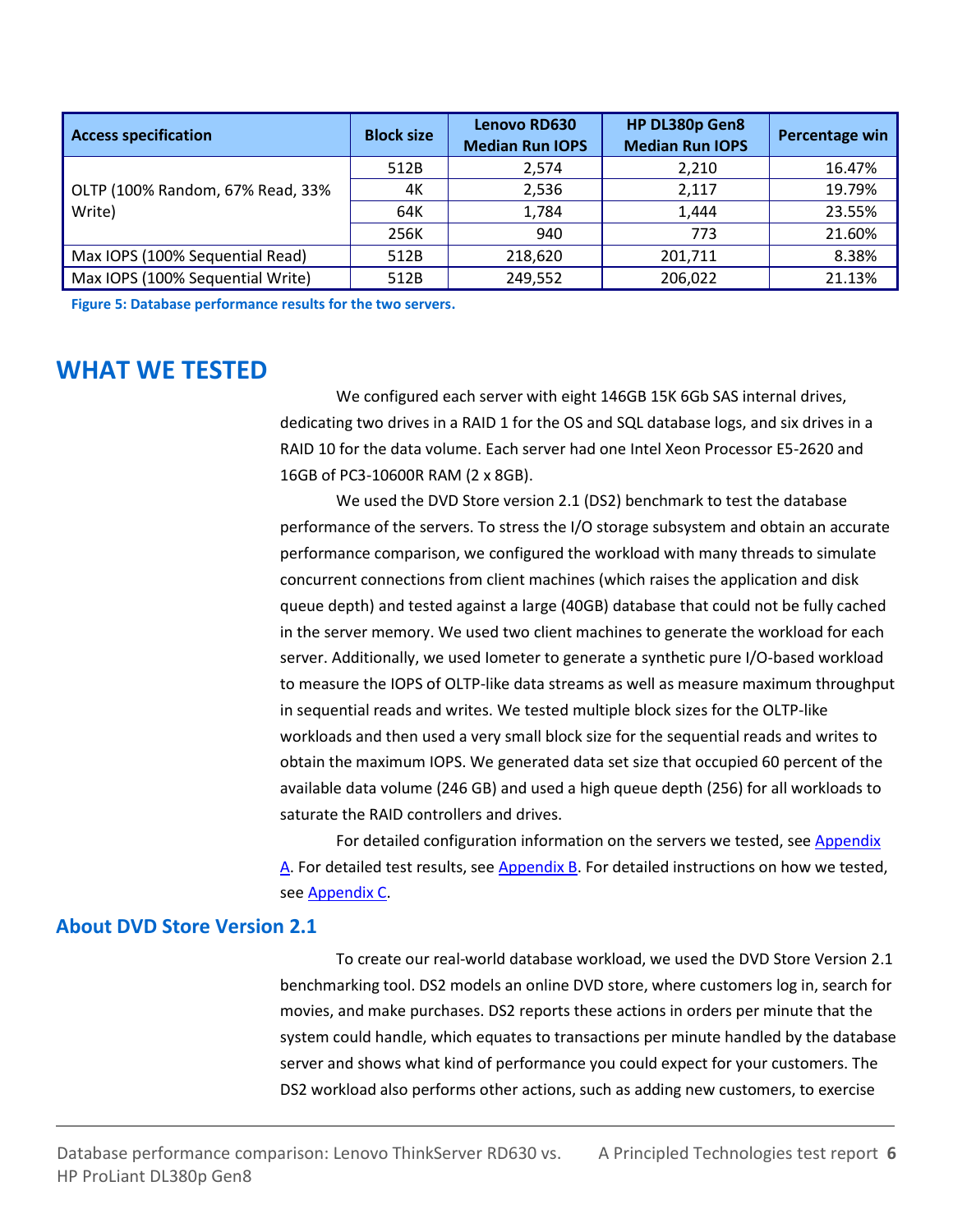| Access specification | Block size | Lenovo RD630 Median Run IOPS | HP DL380p Gen8 Median Run IOPS | Percentage win |
|---|---|---|---|---|
| OLTP (100% Random, 67% Read, 33% Write) | 512B | 2,574 | 2,210 | 16.47% |
| | 4K | 2,536 | 2,117 | 19.79% |
| | 64K | 1,784 | 1,444 | 23.55% |
| | 256K | 940 | 773 | 21.60% |
| Max IOPS (100% Sequential Read) | 512B | 218,620 | 201,711 | 8.38% |
| Max IOPS (100% Sequential Write) | 512B | 249,552 | 206,022 | 21.13% |

**Figure 5: Database performance results for the two servers.**

# WHAT WE TESTED

We configured each server with eight 146GB 15K 6Gb SAS internal drives, dedicating two drives in a RAID 1 for the OS and SQL database logs, and six drives in a RAID 10 for the data volume. Each server had one Intel Xeon Processor E5-2620 and 16GB of PC3-10600R RAM (2 x 8GB).

We used the DVD Store version 2.1 (DS2) benchmark to test the database performance of the servers. To stress the I/O storage subsystem and obtain an accurate performance comparison, we configured the workload with many threads to simulate concurrent connections from client machines (which raises the application and disk queue depth) and tested against a large (40GB) database that could not be fully cached in the server memory. We used two client machines to generate the workload for each server. Additionally, we used Iometer to generate a synthetic pure I/O-based workload to measure the IOPS of OLTP-like data streams as well as measure maximum throughput in sequential reads and writes. We tested multiple block sizes for the OLTP-like workloads and then used a very small block size for the sequential reads and writes to obtain the maximum IOPS. We generated data set size that occupied 60 percent of the available data volume (246 GB) and used a high queue depth (256) for all workloads to saturate the RAID controllers and drives.

For detailed configuration information on the servers we tested, see Appendix A. For detailed test results, see Appendix B. For detailed instructions on how we tested, see Appendix C.

## About DVD Store Version 2.1

To create our real-world database workload, we used the DVD Store Version 2.1 benchmarking tool. DS2 models an online DVD store, where customers log in, search for movies, and make purchases. DS2 reports these actions in orders per minute that the system could handle, which equates to transactions per minute handled by the database server and shows what kind of performance you could expect for your customers. The DS2 workload also performs other actions, such as adding new customers, to exercise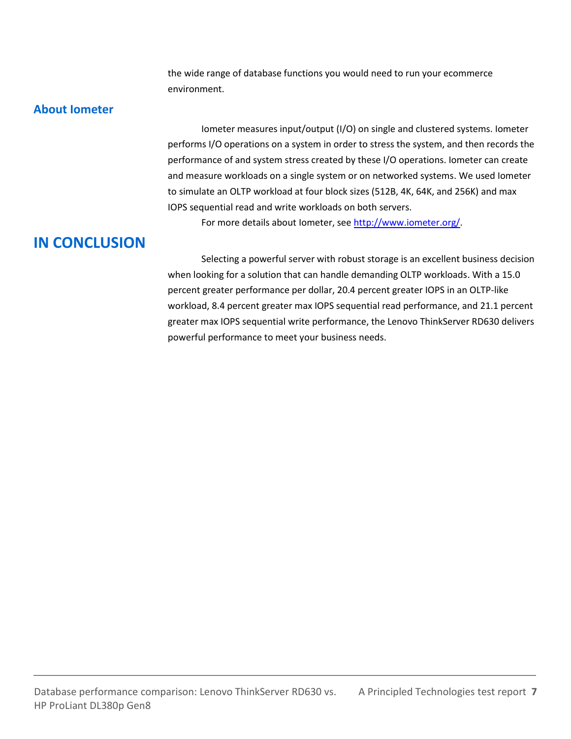the wide range of database functions you would need to run your ecommerce environment.

### About Iometer

Iometer measures input/output (I/O) on single and clustered systems. Iometer performs I/O operations on a system in order to stress the system, and then records the performance of and system stress created by these I/O operations. Iometer can create and measure workloads on a single system or on networked systems. We used Iometer to simulate an OLTP workload at four block sizes (512B, 4K, 64K, and 256K) and max IOPS sequential read and write workloads on both servers.

For more details about Iometer, see [http://www.iometer.org/](http://www.iometer.org/).

## IN CONCLUSION

Selecting a powerful server with robust storage is an excellent business decision when looking for a solution that can handle demanding OLTP workloads. With a 15.0 percent greater performance per dollar, 20.4 percent greater IOPS in an OLTP-like workload, 8.4 percent greater max IOPS sequential read performance, and 21.1 percent greater max IOPS sequential write performance, the Lenovo ThinkServer RD630 delivers powerful performance to meet your business needs.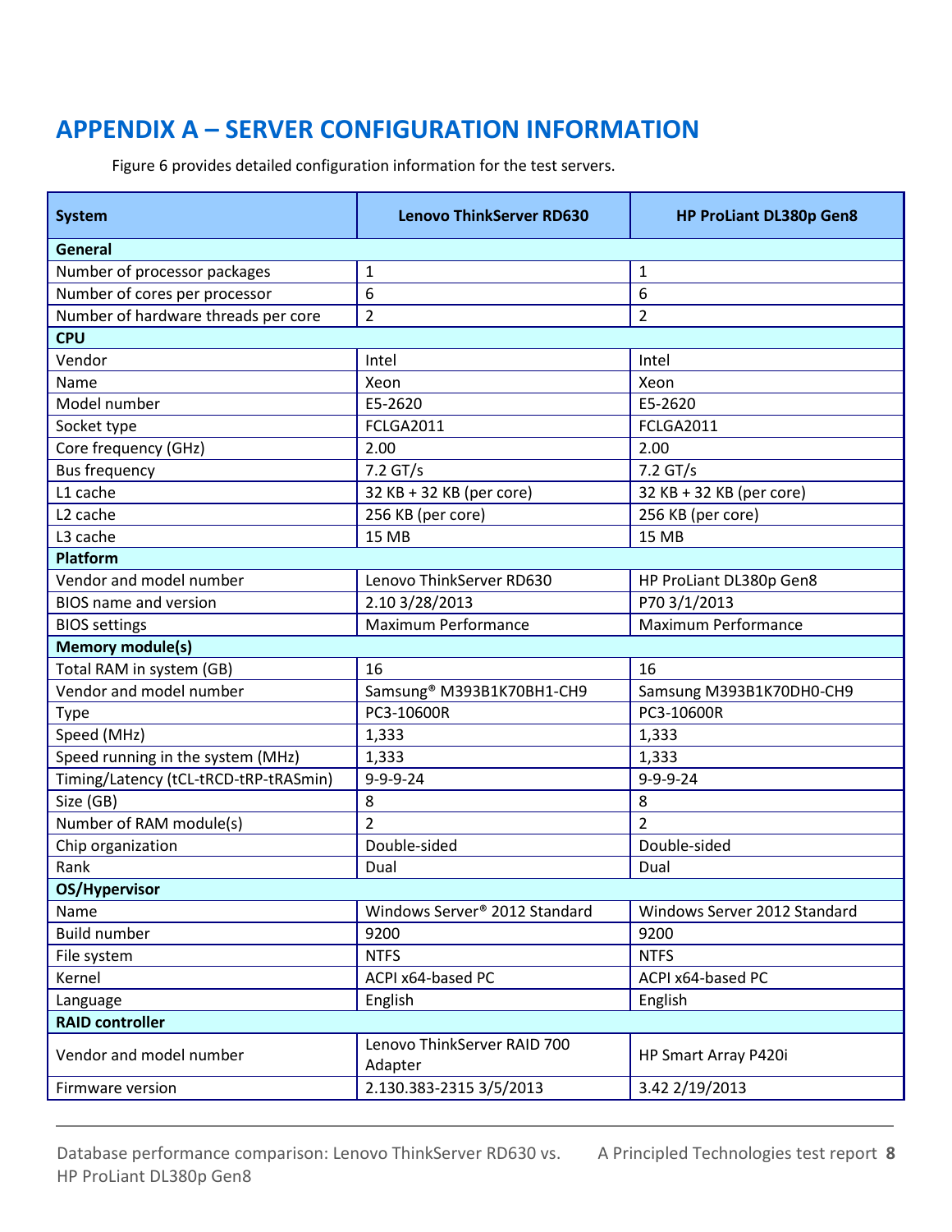# APPENDIX A – SERVER CONFIGURATION INFORMATION

Figure 6 provides detailed configuration information for the test servers.

| System | Lenovo ThinkServer RD630 | HP ProLiant DL380p Gen8 |
|---|---|---|
| **General** | | |
| Number of processor packages | 1 | 1 |
| Number of cores per processor | 6 | 6 |
| Number of hardware threads per core | 2 | 2 |
| **CPU** | | |
| Vendor | Intel | Intel |
| Name | Xeon | Xeon |
| Model number | E5-2620 | E5-2620 |
| Socket type | FCLGA2011 | FCLGA2011 |
| Core frequency (GHz) | 2.00 | 2.00 |
| Bus frequency | 7.2 GT/s | 7.2 GT/s |
| L1 cache | 32 KB + 32 KB (per core) | 32 KB + 32 KB (per core) |
| L2 cache | 256 KB (per core) | 256 KB (per core) |
| L3 cache | 15 MB | 15 MB |
| **Platform** | | |
| Vendor and model number | Lenovo ThinkServer RD630 | HP ProLiant DL380p Gen8 |
| BIOS name and version | 2.10 3/28/2013 | P70 3/1/2013 |
| BIOS settings | Maximum Performance | Maximum Performance |
| **Memory module(s)** | | |
| Total RAM in system (GB) | 16 | 16 |
| Vendor and model number | Samsung® M393B1K70BH1-CH9 | Samsung M393B1K70DH0-CH9 |
| Type | PC3-10600R | PC3-10600R |
| Speed (MHz) | 1,333 | 1,333 |
| Speed running in the system (MHz) | 1,333 | 1,333 |
| Timing/Latency (tCL-tRCD-tRP-tRASmin) | 9-9-9-24 | 9-9-9-24 |
| Size (GB) | 8 | 8 |
| Number of RAM module(s) | 2 | 2 |
| Chip organization | Double-sided | Double-sided |
| Rank | Dual | Dual |
| **OS/Hypervisor** | | |
| Name | Windows Server® 2012 Standard | Windows Server 2012 Standard |
| Build number | 9200 | 9200 |
| File system | NTFS | NTFS |
| Kernel | ACPI x64-based PC | ACPI x64-based PC |
| Language | English | English |
| **RAID controller** | | |
| Vendor and model number | Lenovo ThinkServer RAID 700 Adapter | HP Smart Array P420i |
| Firmware version | 2.130.383-2315 3/5/2013 | 3.42 2/19/2013 |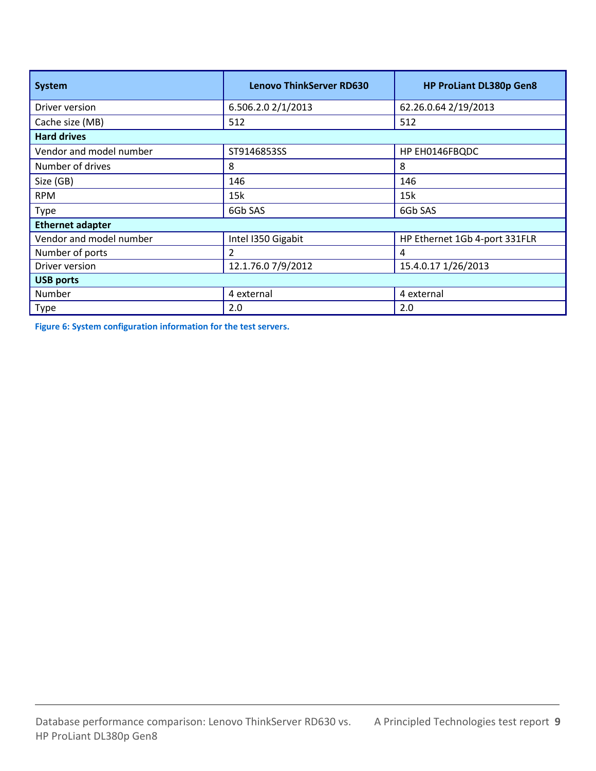| System | Lenovo ThinkServer RD630 | HP ProLiant DL380p Gen8 |
|---|---|---|
| Driver version | 6.506.2.0 2/1/2013 | 62.26.0.64 2/19/2013 |
| Cache size (MB) | 512 | 512 |
| **Hard drives** | | |
| Vendor and model number | ST9146853SS | HP EH0146FBQDC |
| Number of drives | 8 | 8 |
| Size (GB) | 146 | 146 |
| RPM | 15k | 15k |
| Type | 6Gb SAS | 6Gb SAS |
| **Ethernet adapter** | | |
| Vendor and model number | Intel I350 Gigabit | HP Ethernet 1Gb 4-port 331FLR |
| Number of ports | 2 | 4 |
| Driver version | 12.1.76.0 7/9/2012 | 15.4.0.17 1/26/2013 |
| **USB ports** | | |
| Number | 4 external | 4 external |
| Type | 2.0 | 2.0 |

**Figure 6: System configuration information for the test servers.**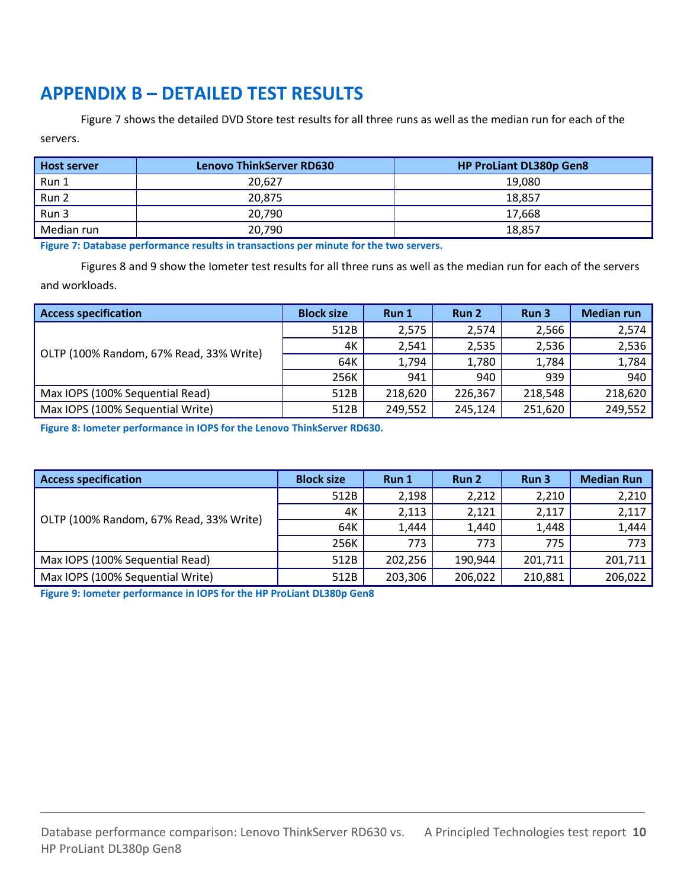## APPENDIX B – DETAILED TEST RESULTS

Figure 7 shows the detailed DVD Store test results for all three runs as well as the median run for each of the servers.

| Host server | Lenovo ThinkServer RD630 | HP ProLiant DL380p Gen8 |
|---|---|---|
| Run 1 | 20,627 | 19,080 |
| Run 2 | 20,875 | 18,857 |
| Run 3 | 20,790 | 17,668 |
| Median run | 20,790 | 18,857 |

**Figure 7: Database performance results in transactions per minute for the two servers.**

Figures 8 and 9 show the Iometer test results for all three runs as well as the median run for each of the servers and workloads.

| Access specification | Block size | Run 1 | Run 2 | Run 3 | Median run |
|---|---|---|---|---|---|
| OLTP (100% Random, 67% Read, 33% Write) | 512B | 2,575 | 2,574 | 2,566 | 2,574 |
| | 4K | 2,541 | 2,535 | 2,536 | 2,536 |
| | 64K | 1,794 | 1,780 | 1,784 | 1,784 |
| | 256K | 941 | 940 | 939 | 940 |
| Max IOPS (100% Sequential Read) | 512B | 218,620 | 226,367 | 218,548 | 218,620 |
| Max IOPS (100% Sequential Write) | 512B | 249,552 | 245,124 | 251,620 | 249,552 |

**Figure 8: Iometer performance in IOPS for the Lenovo ThinkServer RD630.**

| Access specification | Block size | Run 1 | Run 2 | Run 3 | Median Run |
|---|---|---|---|---|---|
| OLTP (100% Random, 67% Read, 33% Write) | 512B | 2,198 | 2,212 | 2,210 | 2,210 |
| | 4K | 2,113 | 2,121 | 2,117 | 2,117 |
| | 64K | 1,444 | 1,440 | 1,448 | 1,444 |
| | 256K | 773 | 773 | 775 | 773 |
| Max IOPS (100% Sequential Read) | 512B | 202,256 | 190,944 | 201,711 | 201,711 |
| Max IOPS (100% Sequential Write) | 512B | 203,306 | 206,022 | 210,881 | 206,022 |

**Figure 9: Iometer performance in IOPS for the HP ProLiant DL380p Gen8**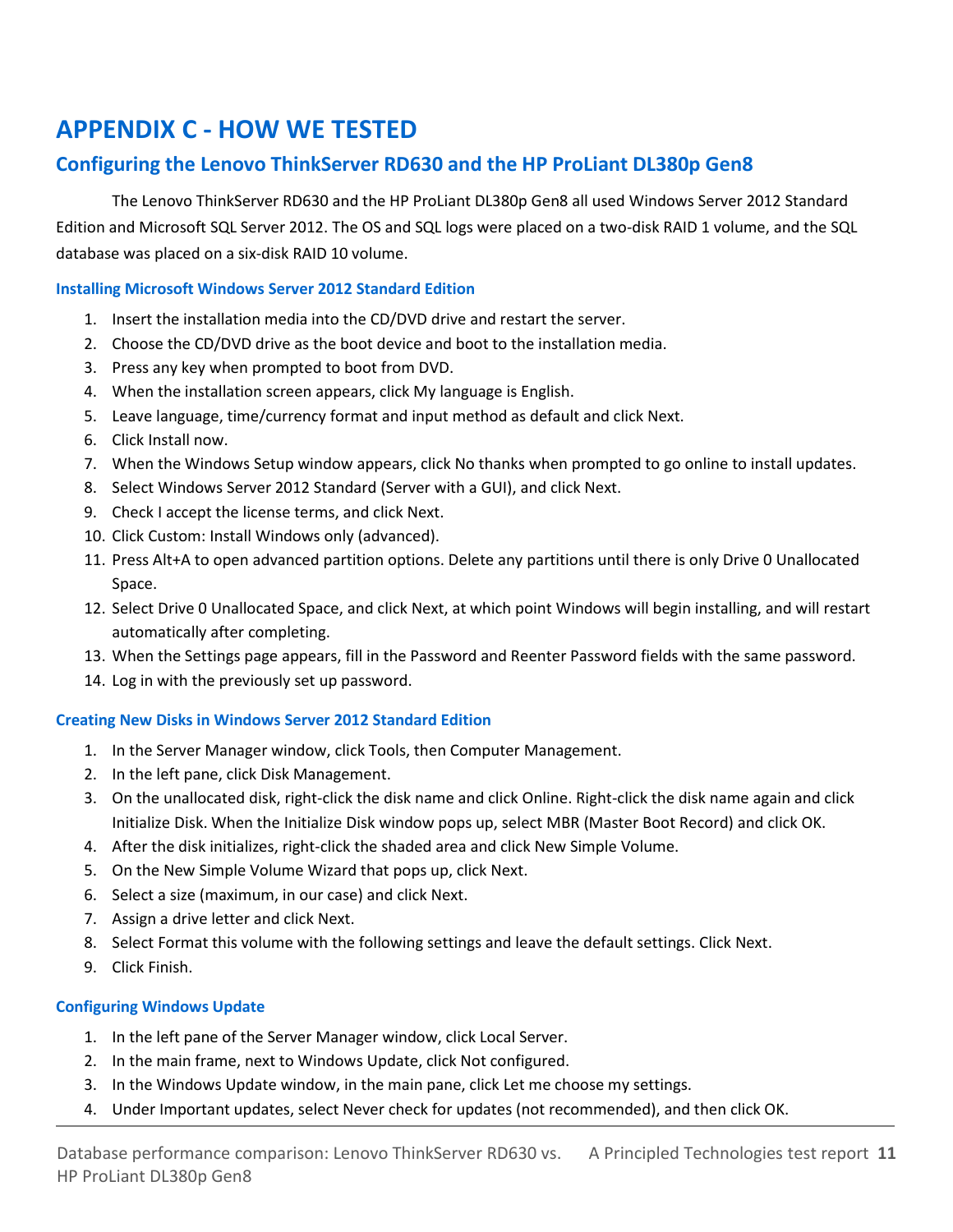# APPENDIX C - HOW WE TESTED

## Configuring the Lenovo ThinkServer RD630 and the HP ProLiant DL380p Gen8

The Lenovo ThinkServer RD630 and the HP ProLiant DL380p Gen8 all used Windows Server 2012 Standard Edition and Microsoft SQL Server 2012. The OS and SQL logs were placed on a two-disk RAID 1 volume, and the SQL database was placed on a six-disk RAID 10 volume.

### Installing Microsoft Windows Server 2012 Standard Edition

1. Insert the installation media into the CD/DVD drive and restart the server.
2. Choose the CD/DVD drive as the boot device and boot to the installation media.
3. Press any key when prompted to boot from DVD.
4. When the installation screen appears, click My language is English.
5. Leave language, time/currency format and input method as default and click Next.
6. Click Install now.
7. When the Windows Setup window appears, click No thanks when prompted to go online to install updates.
8. Select Windows Server 2012 Standard (Server with a GUI), and click Next.
9. Check I accept the license terms, and click Next.
10. Click Custom: Install Windows only (advanced).
11. Press Alt+A to open advanced partition options. Delete any partitions until there is only Drive 0 Unallocated Space.
12. Select Drive 0 Unallocated Space, and click Next, at which point Windows will begin installing, and will restart automatically after completing.
13. When the Settings page appears, fill in the Password and Reenter Password fields with the same password.
14. Log in with the previously set up password.

### Creating New Disks in Windows Server 2012 Standard Edition

1. In the Server Manager window, click Tools, then Computer Management.
2. In the left pane, click Disk Management.
3. On the unallocated disk, right-click the disk name and click Online. Right-click the disk name again and click Initialize Disk. When the Initialize Disk window pops up, select MBR (Master Boot Record) and click OK.
4. After the disk initializes, right-click the shaded area and click New Simple Volume.
5. On the New Simple Volume Wizard that pops up, click Next.
6. Select a size (maximum, in our case) and click Next.
7. Assign a drive letter and click Next.
8. Select Format this volume with the following settings and leave the default settings. Click Next.
9. Click Finish.

### Configuring Windows Update

1. In the left pane of the Server Manager window, click Local Server.
2. In the main frame, next to Windows Update, click Not configured.
3. In the Windows Update window, in the main pane, click Let me choose my settings.
4. Under Important updates, select Never check for updates (not recommended), and then click OK.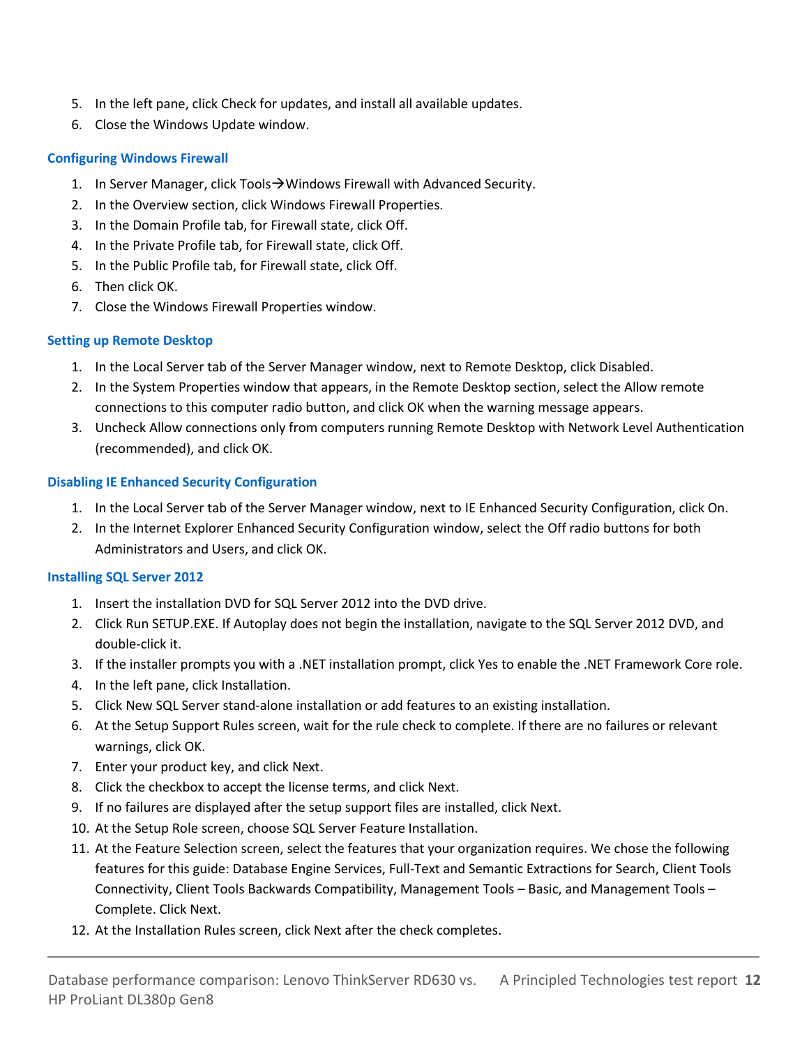5. In the left pane, click Check for updates, and install all available updates.
6. Close the Windows Update window.

### Configuring Windows Firewall

1. In Server Manager, click Tools→Windows Firewall with Advanced Security.
2. In the Overview section, click Windows Firewall Properties.
3. In the Domain Profile tab, for Firewall state, click Off.
4. In the Private Profile tab, for Firewall state, click Off.
5. In the Public Profile tab, for Firewall state, click Off.
6. Then click OK.
7. Close the Windows Firewall Properties window.

### Setting up Remote Desktop

1. In the Local Server tab of the Server Manager window, next to Remote Desktop, click Disabled.
2. In the System Properties window that appears, in the Remote Desktop section, select the Allow remote connections to this computer radio button, and click OK when the warning message appears.
3. Uncheck Allow connections only from computers running Remote Desktop with Network Level Authentication (recommended), and click OK.

### Disabling IE Enhanced Security Configuration

1. In the Local Server tab of the Server Manager window, next to IE Enhanced Security Configuration, click On.
2. In the Internet Explorer Enhanced Security Configuration window, select the Off radio buttons for both Administrators and Users, and click OK.

### Installing SQL Server 2012

1. Insert the installation DVD for SQL Server 2012 into the DVD drive.
2. Click Run SETUP.EXE. If Autoplay does not begin the installation, navigate to the SQL Server 2012 DVD, and double-click it.
3. If the installer prompts you with a .NET installation prompt, click Yes to enable the .NET Framework Core role.
4. In the left pane, click Installation.
5. Click New SQL Server stand-alone installation or add features to an existing installation.
6. At the Setup Support Rules screen, wait for the rule check to complete. If there are no failures or relevant warnings, click OK.
7. Enter your product key, and click Next.
8. Click the checkbox to accept the license terms, and click Next.
9. If no failures are displayed after the setup support files are installed, click Next.
10. At the Setup Role screen, choose SQL Server Feature Installation.
11. At the Feature Selection screen, select the features that your organization requires. We chose the following features for this guide: Database Engine Services, Full-Text and Semantic Extractions for Search, Client Tools Connectivity, Client Tools Backwards Compatibility, Management Tools – Basic, and Management Tools – Complete. Click Next.
12. At the Installation Rules screen, click Next after the check completes.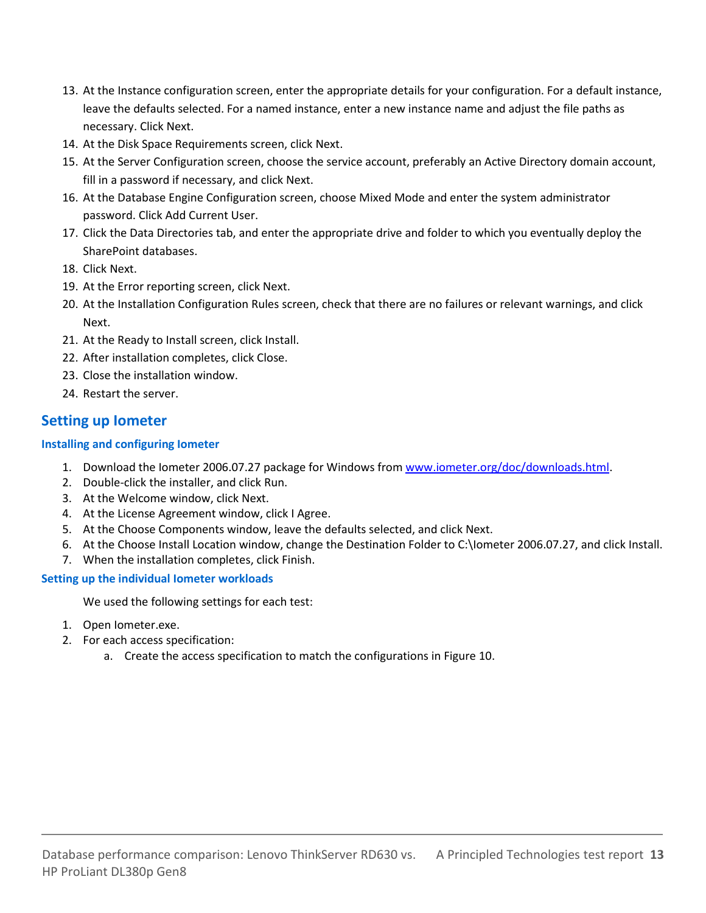13. At the Instance configuration screen, enter the appropriate details for your configuration. For a default instance, leave the defaults selected. For a named instance, enter a new instance name and adjust the file paths as necessary. Click Next.
14. At the Disk Space Requirements screen, click Next.
15. At the Server Configuration screen, choose the service account, preferably an Active Directory domain account, fill in a password if necessary, and click Next.
16. At the Database Engine Configuration screen, choose Mixed Mode and enter the system administrator password. Click Add Current User.
17. Click the Data Directories tab, and enter the appropriate drive and folder to which you eventually deploy the SharePoint databases.
18. Click Next.
19. At the Error reporting screen, click Next.
20. At the Installation Configuration Rules screen, check that there are no failures or relevant warnings, and click Next.
21. At the Ready to Install screen, click Install.
22. After installation completes, click Close.
23. Close the installation window.
24. Restart the server.

## Setting up Iometer

### Installing and configuring Iometer

1. Download the Iometer 2006.07.27 package for Windows from www.iometer.org/doc/downloads.html.
2. Double-click the installer, and click Run.
3. At the Welcome window, click Next.
4. At the License Agreement window, click I Agree.
5. At the Choose Components window, leave the defaults selected, and click Next.
6. At the Choose Install Location window, change the Destination Folder to C:\Iometer 2006.07.27, and click Install.
7. When the installation completes, click Finish.

### Setting up the individual Iometer workloads

We used the following settings for each test:

1. Open Iometer.exe.
2. For each access specification:
   a. Create the access specification to match the configurations in Figure 10.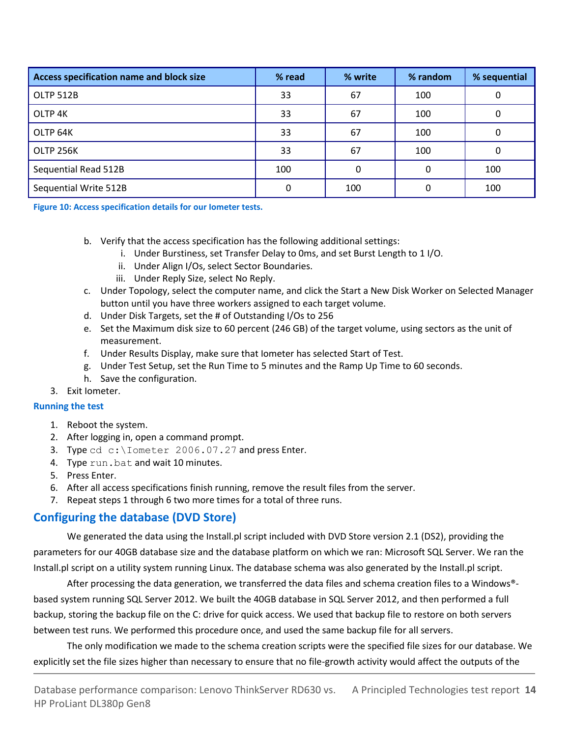| Access specification name and block size | % read | % write | % random | % sequential |
|---|---|---|---|---|
| OLTP 512B | 33 | 67 | 100 | 0 |
| OLTP 4K | 33 | 67 | 100 | 0 |
| OLTP 64K | 33 | 67 | 100 | 0 |
| OLTP 256K | 33 | 67 | 100 | 0 |
| Sequential Read 512B | 100 | 0 | 0 | 100 |
| Sequential Write 512B | 0 | 100 | 0 | 100 |

**Figure 10: Access specification details for our Iometer tests.**

   b. Verify that the access specification has the following additional settings:
      i. Under Burstiness, set Transfer Delay to 0ms, and set Burst Length to 1 I/O.
      ii. Under Align I/Os, select Sector Boundaries.
      iii. Under Reply Size, select No Reply.
   c. Under Topology, select the computer name, and click the Start a New Disk Worker on Selected Manager button until you have three workers assigned to each target volume.
   d. Under Disk Targets, set the # of Outstanding I/Os to 256
   e. Set the Maximum disk size to 60 percent (246 GB) of the target volume, using sectors as the unit of measurement.
   f. Under Results Display, make sure that Iometer has selected Start of Test.
   g. Under Test Setup, set the Run Time to 5 minutes and the Ramp Up Time to 60 seconds.
   h. Save the configuration.
3. Exit Iometer.

### Running the test

1. Reboot the system.
2. After logging in, open a command prompt.
3. Type `cd c:\Iometer 2006.07.27` and press Enter.
4. Type `run.bat` and wait 10 minutes.
5. Press Enter.
6. After all access specifications finish running, remove the result files from the server.
7. Repeat steps 1 through 6 two more times for a total of three runs.

## Configuring the database (DVD Store)

We generated the data using the Install.pl script included with DVD Store version 2.1 (DS2), providing the parameters for our 40GB database size and the database platform on which we ran: Microsoft SQL Server. We ran the Install.pl script on a utility system running Linux. The database schema was also generated by the Install.pl script.

After processing the data generation, we transferred the data files and schema creation files to a Windows®-based system running SQL Server 2012. We built the 40GB database in SQL Server 2012, and then performed a full backup, storing the backup file on the C: drive for quick access. We used that backup file to restore on both servers between test runs. We performed this procedure once, and used the same backup file for all servers.

The only modification we made to the schema creation scripts were the specified file sizes for our database. We explicitly set the file sizes higher than necessary to ensure that no file-growth activity would affect the outputs of the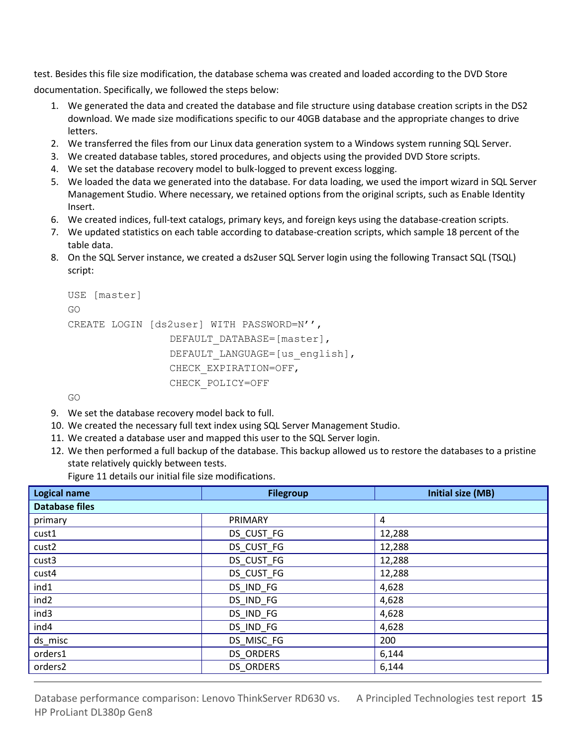test. Besides this file size modification, the database schema was created and loaded according to the DVD Store documentation. Specifically, we followed the steps below:

1. We generated the data and created the database and file structure using database creation scripts in the DS2 download. We made size modifications specific to our 40GB database and the appropriate changes to drive letters.
2. We transferred the files from our Linux data generation system to a Windows system running SQL Server.
3. We created database tables, stored procedures, and objects using the provided DVD Store scripts.
4. We set the database recovery model to bulk-logged to prevent excess logging.
5. We loaded the data we generated into the database. For data loading, we used the import wizard in SQL Server Management Studio. Where necessary, we retained options from the original scripts, such as Enable Identity Insert.
6. We created indices, full-text catalogs, primary keys, and foreign keys using the database-creation scripts.
7. We updated statistics on each table according to database-creation scripts, which sample 18 percent of the table data.
8. On the SQL Server instance, we created a ds2user SQL Server login using the following Transact SQL (TSQL) script:

```
USE [master]
GO
CREATE LOGIN [ds2user] WITH PASSWORD=N'',
                DEFAULT_DATABASE=[master],
                DEFAULT_LANGUAGE=[us_english],
                CHECK_EXPIRATION=OFF,
                CHECK_POLICY=OFF
GO
```

9. We set the database recovery model back to full.
10. We created the necessary full text index using SQL Server Management Studio.
11. We created a database user and mapped this user to the SQL Server login.
12. We then performed a full backup of the database. This backup allowed us to restore the databases to a pristine state relatively quickly between tests.

Figure 11 details our initial file size modifications.

| Logical name | Filegroup | Initial size (MB) |
|---|---|---|
| **Database files** | | |
| primary | PRIMARY | 4 |
| cust1 | DS_CUST_FG | 12,288 |
| cust2 | DS_CUST_FG | 12,288 |
| cust3 | DS_CUST_FG | 12,288 |
| cust4 | DS_CUST_FG | 12,288 |
| ind1 | DS_IND_FG | 4,628 |
| ind2 | DS_IND_FG | 4,628 |
| ind3 | DS_IND_FG | 4,628 |
| ind4 | DS_IND_FG | 4,628 |
| ds_misc | DS_MISC_FG | 200 |
| orders1 | DS_ORDERS | 6,144 |
| orders2 | DS_ORDERS | 6,144 |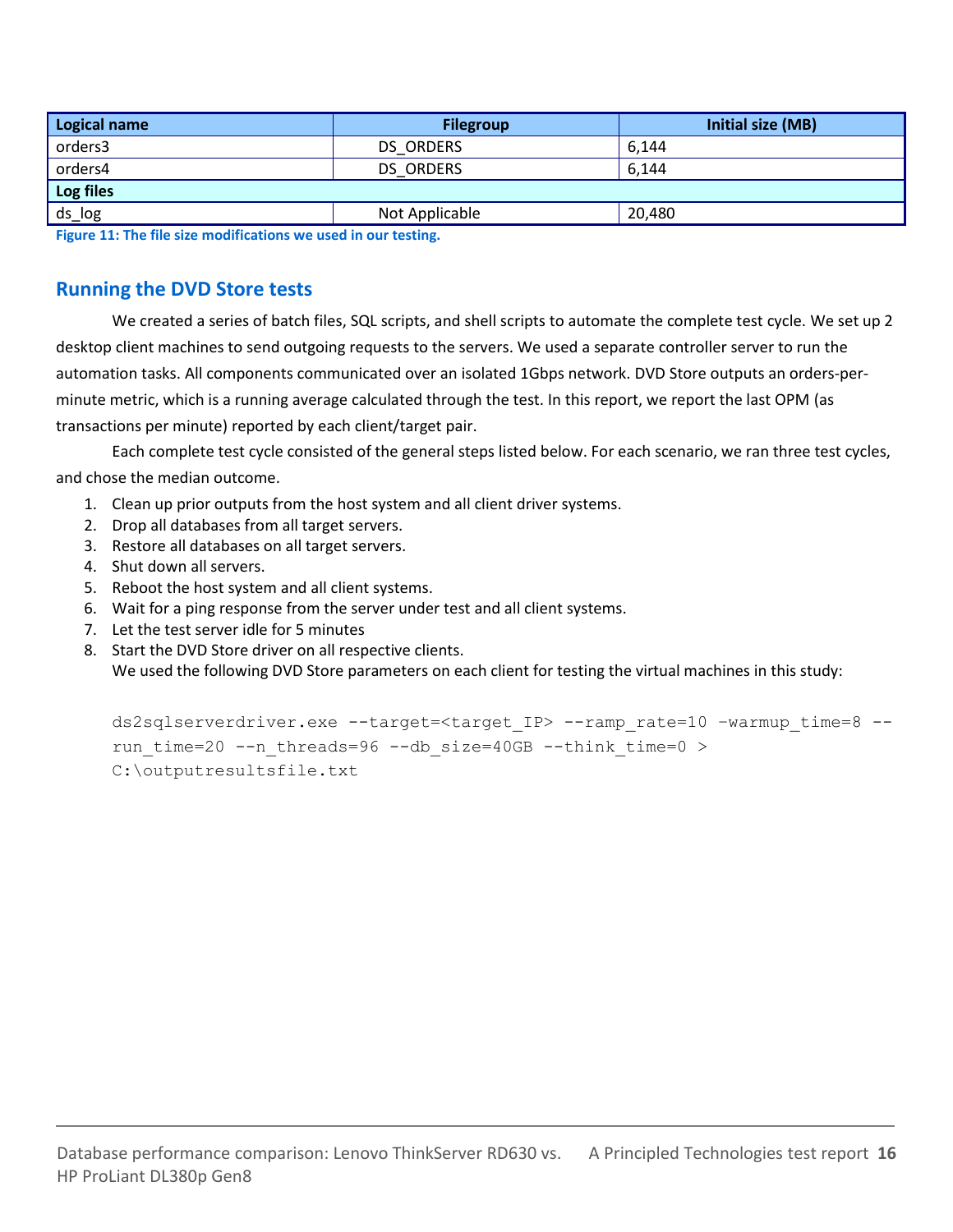| Logical name | Filegroup | Initial size (MB) |
| --- | --- | --- |
| orders3 | DS_ORDERS | 6,144 |
| orders4 | DS_ORDERS | 6,144 |
| **Log files** | | |
| ds_log | Not Applicable | 20,480 |

**Figure 11: The file size modifications we used in our testing.**

## Running the DVD Store tests

We created a series of batch files, SQL scripts, and shell scripts to automate the complete test cycle. We set up 2 desktop client machines to send outgoing requests to the servers. We used a separate controller server to run the automation tasks. All components communicated over an isolated 1Gbps network. DVD Store outputs an orders-per-minute metric, which is a running average calculated through the test. In this report, we report the last OPM (as transactions per minute) reported by each client/target pair.

Each complete test cycle consisted of the general steps listed below. For each scenario, we ran three test cycles, and chose the median outcome.

1. Clean up prior outputs from the host system and all client driver systems.
2. Drop all databases from all target servers.
3. Restore all databases on all target servers.
4. Shut down all servers.
5. Reboot the host system and all client systems.
6. Wait for a ping response from the server under test and all client systems.
7. Let the test server idle for 5 minutes
8. Start the DVD Store driver on all respective clients.
   We used the following DVD Store parameters on each client for testing the virtual machines in this study:

```
ds2sqlserverdriver.exe --target=<target_IP> --ramp_rate=10 –warmup_time=8 --
run_time=20 --n_threads=96 --db_size=40GB --think_time=0 >
C:\outputresultsfile.txt
```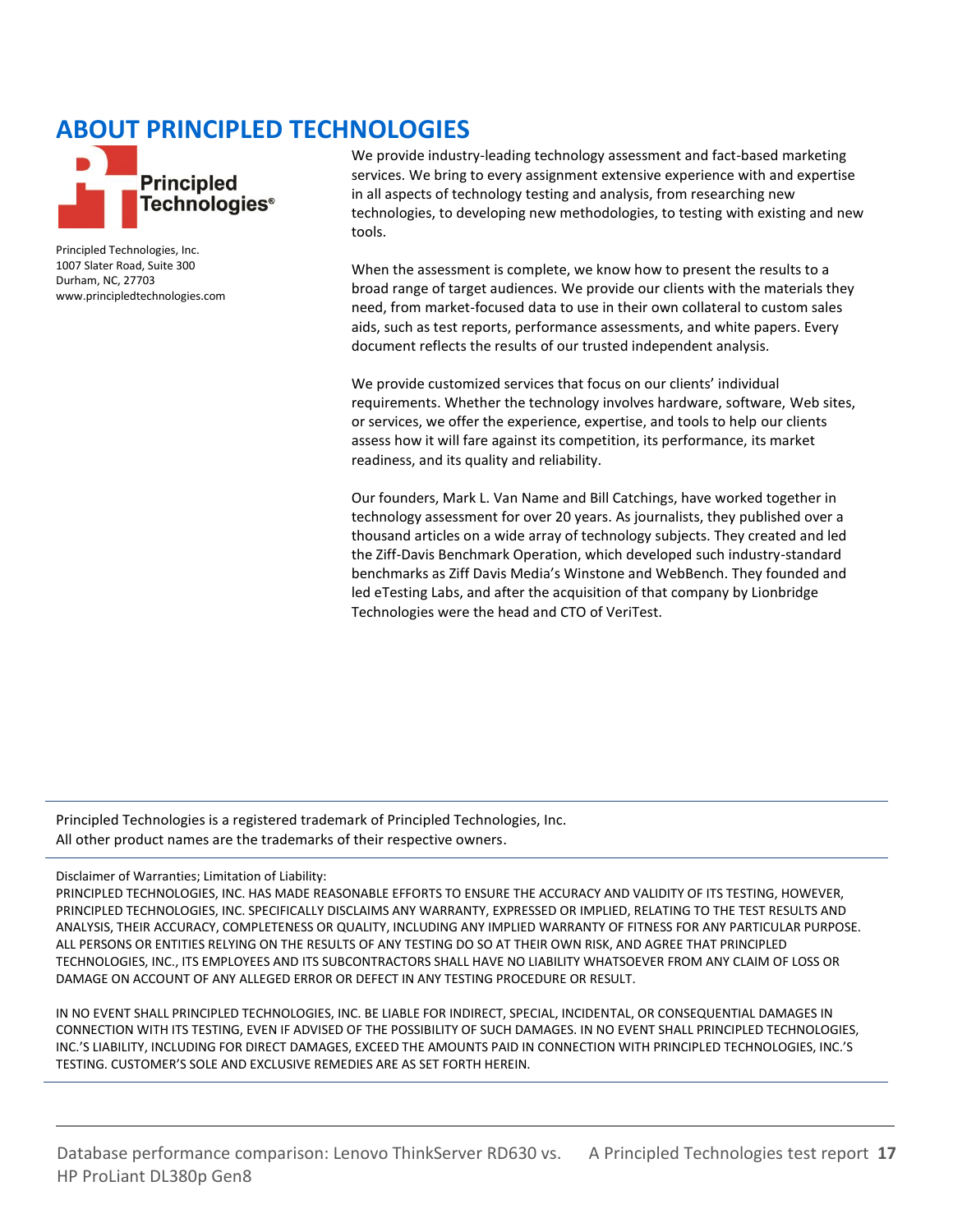# ABOUT PRINCIPLED TECHNOLOGIES

Principled Technologies, Inc.
1007 Slater Road, Suite 300
Durham, NC, 27703
www.principledtechnologies.com

We provide industry-leading technology assessment and fact-based marketing services. We bring to every assignment extensive experience with and expertise in all aspects of technology testing and analysis, from researching new technologies, to developing new methodologies, to testing with existing and new tools.

When the assessment is complete, we know how to present the results to a broad range of target audiences. We provide our clients with the materials they need, from market-focused data to use in their own collateral to custom sales aids, such as test reports, performance assessments, and white papers. Every document reflects the results of our trusted independent analysis.

We provide customized services that focus on our clients' individual requirements. Whether the technology involves hardware, software, Web sites, or services, we offer the experience, expertise, and tools to help our clients assess how it will fare against its competition, its performance, its market readiness, and its quality and reliability.

Our founders, Mark L. Van Name and Bill Catchings, have worked together in technology assessment for over 20 years. As journalists, they published over a thousand articles on a wide array of technology subjects. They created and led the Ziff-Davis Benchmark Operation, which developed such industry-standard benchmarks as Ziff Davis Media's Winstone and WebBench. They founded and led eTesting Labs, and after the acquisition of that company by Lionbridge Technologies were the head and CTO of VeriTest.

Principled Technologies is a registered trademark of Principled Technologies, Inc.
All other product names are the trademarks of their respective owners.

Disclaimer of Warranties; Limitation of Liability:
PRINCIPLED TECHNOLOGIES, INC. HAS MADE REASONABLE EFFORTS TO ENSURE THE ACCURACY AND VALIDITY OF ITS TESTING, HOWEVER, PRINCIPLED TECHNOLOGIES, INC. SPECIFICALLY DISCLAIMS ANY WARRANTY, EXPRESSED OR IMPLIED, RELATING TO THE TEST RESULTS AND ANALYSIS, THEIR ACCURACY, COMPLETENESS OR QUALITY, INCLUDING ANY IMPLIED WARRANTY OF FITNESS FOR ANY PARTICULAR PURPOSE. ALL PERSONS OR ENTITIES RELYING ON THE RESULTS OF ANY TESTING DO SO AT THEIR OWN RISK, AND AGREE THAT PRINCIPLED TECHNOLOGIES, INC., ITS EMPLOYEES AND ITS SUBCONTRACTORS SHALL HAVE NO LIABILITY WHATSOEVER FROM ANY CLAIM OF LOSS OR DAMAGE ON ACCOUNT OF ANY ALLEGED ERROR OR DEFECT IN ANY TESTING PROCEDURE OR RESULT.

IN NO EVENT SHALL PRINCIPLED TECHNOLOGIES, INC. BE LIABLE FOR INDIRECT, SPECIAL, INCIDENTAL, OR CONSEQUENTIAL DAMAGES IN CONNECTION WITH ITS TESTING, EVEN IF ADVISED OF THE POSSIBILITY OF SUCH DAMAGES. IN NO EVENT SHALL PRINCIPLED TECHNOLOGIES, INC.'S LIABILITY, INCLUDING FOR DIRECT DAMAGES, EXCEED THE AMOUNTS PAID IN CONNECTION WITH PRINCIPLED TECHNOLOGIES, INC.'S TESTING. CUSTOMER'S SOLE AND EXCLUSIVE REMEDIES ARE AS SET FORTH HEREIN.